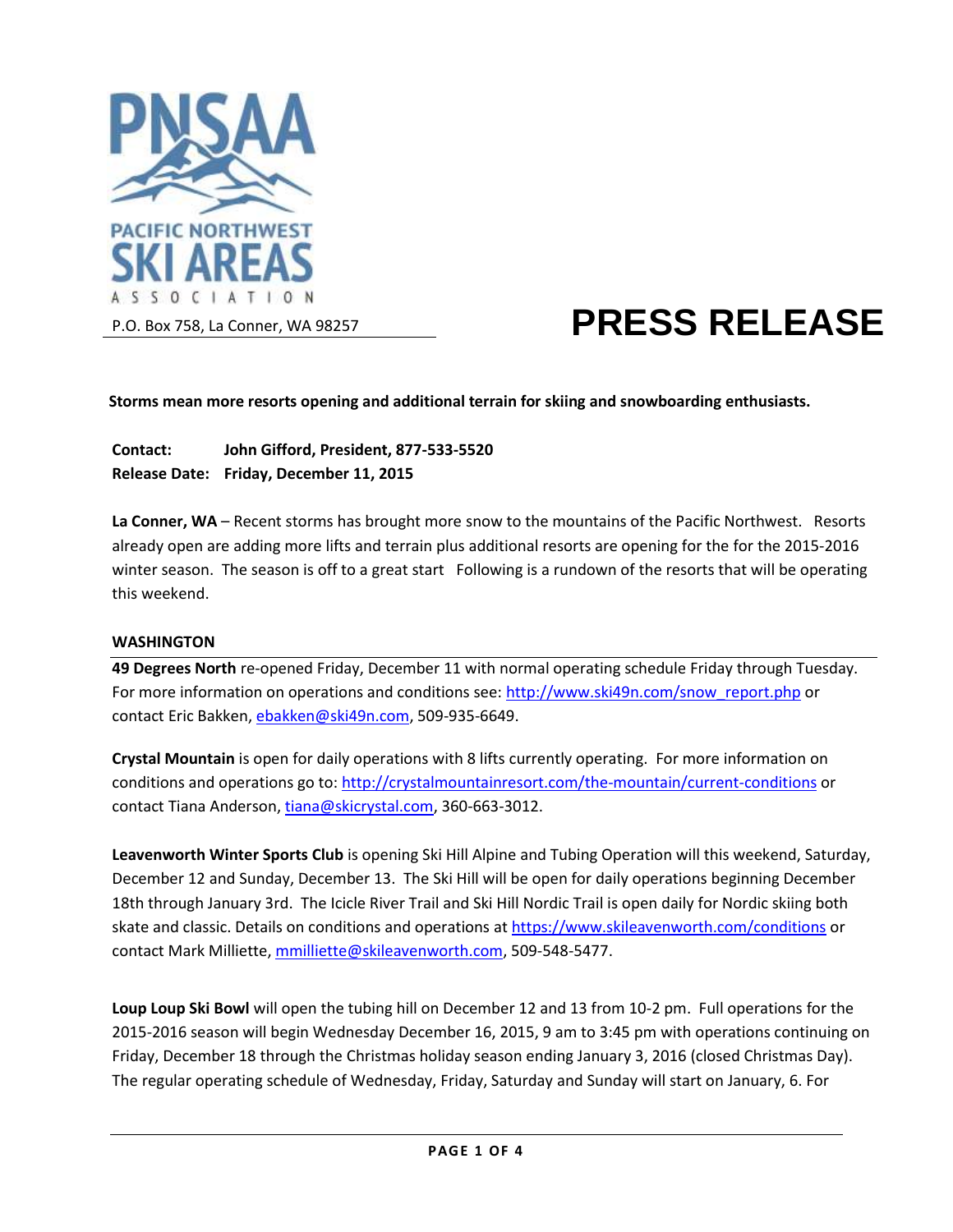PNSAA
PACIFIC NORTHWEST
SKI AREAS
ASSOCIATION

P.O. Box 758, La Conner, WA 98257

# PRESS RELEASE

**Storms mean more resorts opening and additional terrain for skiing and snowboarding enthusiasts.**

**Contact:** **John Gifford, President, 877-533-5520**
**Release Date:** **Friday, December 11, 2015**

**La Conner, WA** – Recent storms has brought more snow to the mountains of the Pacific Northwest. Resorts already open are adding more lifts and terrain plus additional resorts are opening for the for the 2015-2016 winter season. The season is off to a great start Following is a rundown of the resorts that will be operating this weekend.

## WASHINGTON

**49 Degrees North** re-opened Friday, December 11 with normal operating schedule Friday through Tuesday. For more information on operations and conditions see: http://www.ski49n.com/snow_report.php or contact Eric Bakken, ebakken@ski49n.com, 509-935-6649.

**Crystal Mountain** is open for daily operations with 8 lifts currently operating. For more information on conditions and operations go to: http://crystalmountainresort.com/the-mountain/current-conditions or contact Tiana Anderson, tiana@skicrystal.com, 360-663-3012.

**Leavenworth Winter Sports Club** is opening Ski Hill Alpine and Tubing Operation will this weekend, Saturday, December 12 and Sunday, December 13. The Ski Hill will be open for daily operations beginning December 18th through January 3rd. The Icicle River Trail and Ski Hill Nordic Trail is open daily for Nordic skiing both skate and classic. Details on conditions and operations at https://www.skileavenworth.com/conditions or contact Mark Milliette, mmilliette@skileavenworth.com, 509-548-5477.

**Loup Loup Ski Bowl** will open the tubing hill on December 12 and 13 from 10-2 pm. Full operations for the 2015-2016 season will begin Wednesday December 16, 2015, 9 am to 3:45 pm with operations continuing on Friday, December 18 through the Christmas holiday season ending January 3, 2016 (closed Christmas Day). The regular operating schedule of Wednesday, Friday, Saturday and Sunday will start on January, 6. For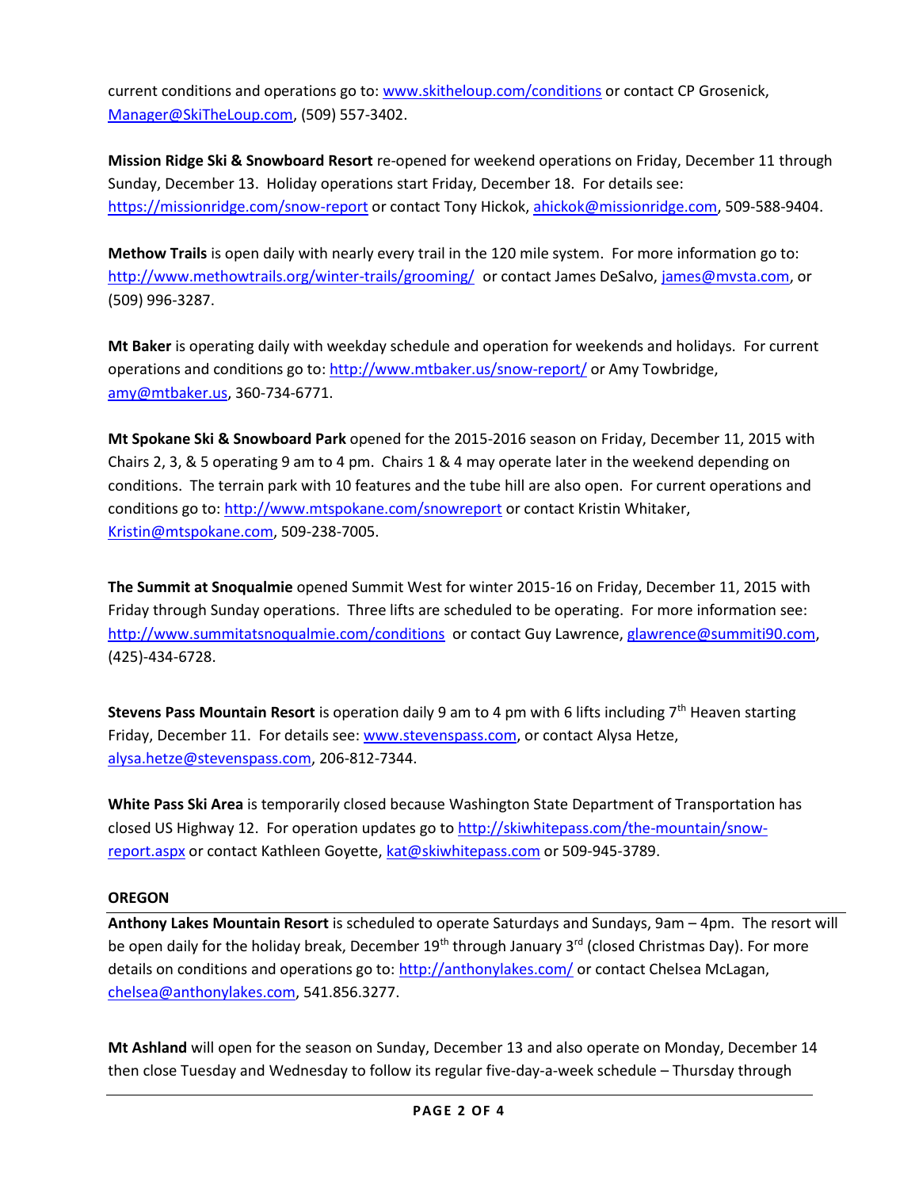current conditions and operations go to: [www.skitheloup.com/conditions](http://www.skitheloup.com/conditions) or contact CP Grosenick, [Manager@SkiTheLoup.com](mailto:Manager@SkiTheLoup.com), (509) 557-3402.

**Mission Ridge Ski & Snowboard Resort** re-opened for weekend operations on Friday, December 11 through Sunday, December 13. Holiday operations start Friday, December 18. For details see: [https://missionridge.com/snow-report](https://missionridge.com/snow-report) or contact Tony Hickok, [ahickok@missionridge.com](mailto:ahickok@missionridge.com), 509-588-9404.

**Methow Trails** is open daily with nearly every trail in the 120 mile system. For more information go to: [http://www.methowtrails.org/winter-trails/grooming/](http://www.methowtrails.org/winter-trails/grooming/) or contact James DeSalvo, [james@mvsta.com](mailto:james@mvsta.com), or (509) 996-3287.

**Mt Baker** is operating daily with weekday schedule and operation for weekends and holidays. For current operations and conditions go to: [http://www.mtbaker.us/snow-report/](http://www.mtbaker.us/snow-report/) or Amy Towbridge, [amy@mtbaker.us](mailto:amy@mtbaker.us), 360-734-6771.

**Mt Spokane Ski & Snowboard Park** opened for the 2015-2016 season on Friday, December 11, 2015 with Chairs 2, 3, & 5 operating 9 am to 4 pm. Chairs 1 & 4 may operate later in the weekend depending on conditions. The terrain park with 10 features and the tube hill are also open. For current operations and conditions go to: [http://www.mtspokane.com/snowreport](http://www.mtspokane.com/snowreport) or contact Kristin Whitaker, [Kristin@mtspokane.com](mailto:Kristin@mtspokane.com), 509-238-7005.

**The Summit at Snoqualmie** opened Summit West for winter 2015-16 on Friday, December 11, 2015 with Friday through Sunday operations. Three lifts are scheduled to be operating. For more information see: [http://www.summitatsnoqualmie.com/conditions](http://www.summitatsnoqualmie.com/conditions) or contact Guy Lawrence, [glawrence@summiti90.com](mailto:glawrence@summiti90.com), (425)-434-6728.

**Stevens Pass Mountain Resort** is operation daily 9 am to 4 pm with 6 lifts including 7th Heaven starting Friday, December 11. For details see: [www.stevenspass.com](http://www.stevenspass.com), or contact Alysa Hetze, [alysa.hetze@stevenspass.com](mailto:alysa.hetze@stevenspass.com), 206-812-7344.

**White Pass Ski Area** is temporarily closed because Washington State Department of Transportation has closed US Highway 12. For operation updates go to [http://skiwhitepass.com/the-mountain/snow-report.aspx](http://skiwhitepass.com/the-mountain/snow-report.aspx) or contact Kathleen Goyette, [kat@skiwhitepass.com](mailto:kat@skiwhitepass.com) or 509-945-3789.

## OREGON

**Anthony Lakes Mountain Resort** is scheduled to operate Saturdays and Sundays, 9am – 4pm. The resort will be open daily for the holiday break, December 19th through January 3rd (closed Christmas Day). For more details on conditions and operations go to: [http://anthonylakes.com/](http://anthonylakes.com/) or contact Chelsea McLagan, [chelsea@anthonylakes.com](mailto:chelsea@anthonylakes.com), 541.856.3277.

**Mt Ashland** will open for the season on Sunday, December 13 and also operate on Monday, December 14 then close Tuesday and Wednesday to follow its regular five-day-a-week schedule – Thursday through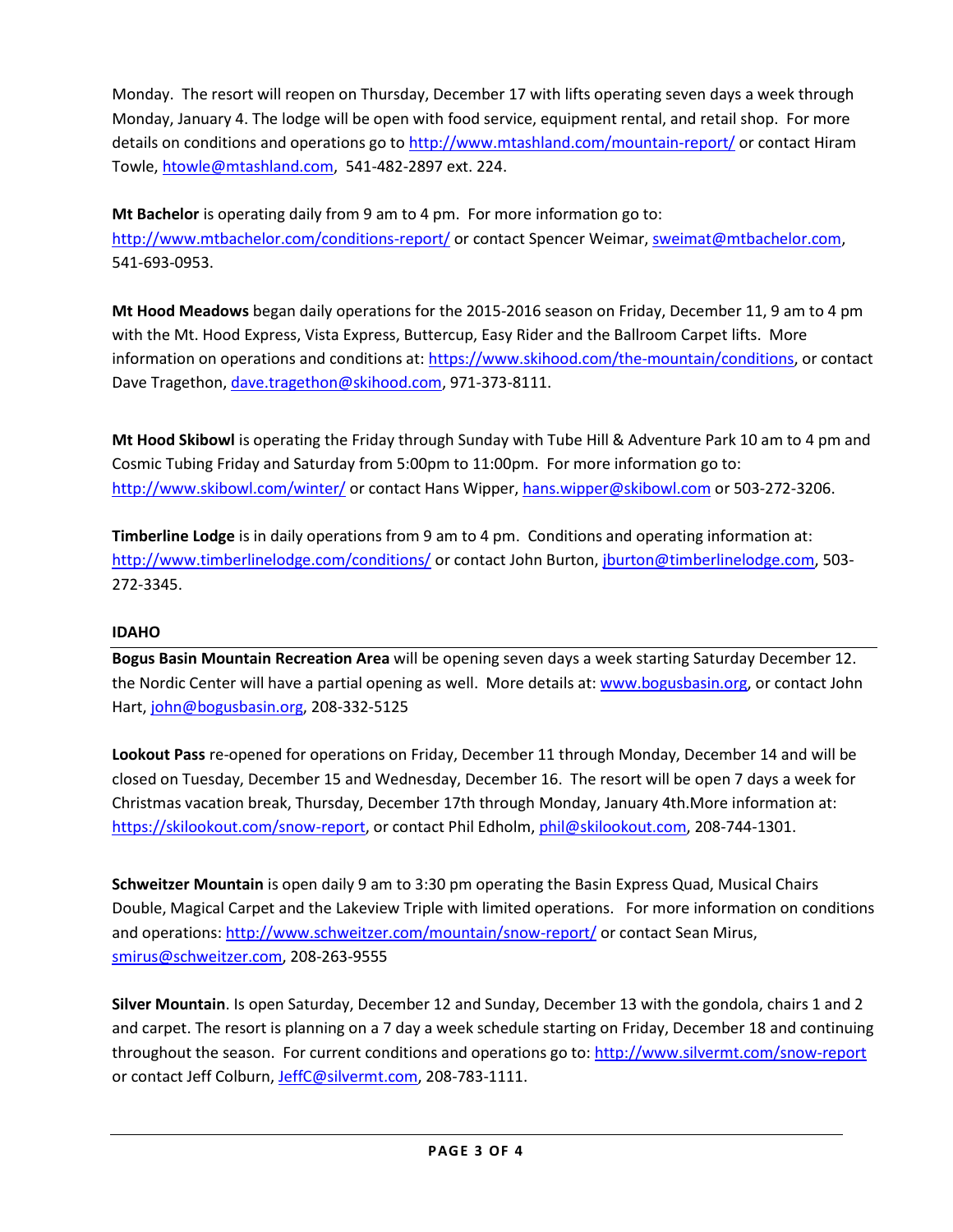Monday. The resort will reopen on Thursday, December 17 with lifts operating seven days a week through Monday, January 4. The lodge will be open with food service, equipment rental, and retail shop. For more details on conditions and operations go to http://www.mtashland.com/mountain-report/ or contact Hiram Towle, htowle@mtashland.com, 541-482-2897 ext. 224.

**Mt Bachelor** is operating daily from 9 am to 4 pm. For more information go to: http://www.mtbachelor.com/conditions-report/ or contact Spencer Weimar, sweimat@mtbachelor.com, 541-693-0953.

**Mt Hood Meadows** began daily operations for the 2015-2016 season on Friday, December 11, 9 am to 4 pm with the Mt. Hood Express, Vista Express, Buttercup, Easy Rider and the Ballroom Carpet lifts. More information on operations and conditions at: https://www.skihood.com/the-mountain/conditions, or contact Dave Tragethon, dave.tragethon@skihood.com, 971-373-8111.

**Mt Hood Skibowl** is operating the Friday through Sunday with Tube Hill & Adventure Park 10 am to 4 pm and Cosmic Tubing Friday and Saturday from 5:00pm to 11:00pm. For more information go to: http://www.skibowl.com/winter/ or contact Hans Wipper, hans.wipper@skibowl.com or 503-272-3206.

**Timberline Lodge** is in daily operations from 9 am to 4 pm. Conditions and operating information at: http://www.timberlinelodge.com/conditions/ or contact John Burton, jburton@timberlinelodge.com, 503-272-3345.

## IDAHO

**Bogus Basin Mountain Recreation Area** will be opening seven days a week starting Saturday December 12. the Nordic Center will have a partial opening as well. More details at: www.bogusbasin.org, or contact John Hart, john@bogusbasin.org, 208-332-5125

**Lookout Pass** re-opened for operations on Friday, December 11 through Monday, December 14 and will be closed on Tuesday, December 15 and Wednesday, December 16. The resort will be open 7 days a week for Christmas vacation break, Thursday, December 17th through Monday, January 4th.More information at: https://skilookout.com/snow-report, or contact Phil Edholm, phil@skilookout.com, 208-744-1301.

**Schweitzer Mountain** is open daily 9 am to 3:30 pm operating the Basin Express Quad, Musical Chairs Double, Magical Carpet and the Lakeview Triple with limited operations. For more information on conditions and operations: http://www.schweitzer.com/mountain/snow-report/ or contact Sean Mirus, smirus@schweitzer.com, 208-263-9555

**Silver Mountain**. Is open Saturday, December 12 and Sunday, December 13 with the gondola, chairs 1 and 2 and carpet. The resort is planning on a 7 day a week schedule starting on Friday, December 18 and continuing throughout the season. For current conditions and operations go to: http://www.silvermt.com/snow-report or contact Jeff Colburn, JeffC@silvermt.com, 208-783-1111.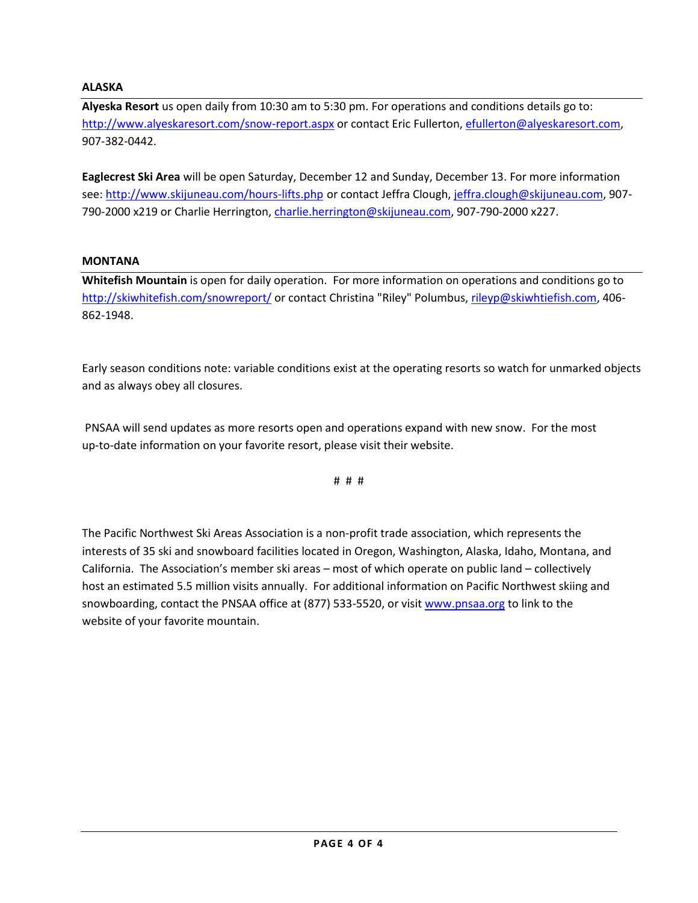## ALASKA

**Alyeska Resort** us open daily from 10:30 am to 5:30 pm. For operations and conditions details go to: http://www.alyeskaresort.com/snow-report.aspx or contact Eric Fullerton, efullerton@alyeskaresort.com, 907-382-0442.

**Eaglecrest Ski Area** will be open Saturday, December 12 and Sunday, December 13. For more information see: http://www.skijuneau.com/hours-lifts.php or contact Jeffra Clough, jeffra.clough@skijuneau.com, 907-790-2000 x219 or Charlie Herrington, charlie.herrington@skijuneau.com, 907-790-2000 x227.

## MONTANA

**Whitefish Mountain** is open for daily operation. For more information on operations and conditions go to http://skiwhitefish.com/snowreport/ or contact Christina "Riley" Polumbus, rileyp@skiwhtiefish.com, 406-862-1948.

Early season conditions note: variable conditions exist at the operating resorts so watch for unmarked objects and as always obey all closures.

PNSAA will send updates as more resorts open and operations expand with new snow. For the most up-to-date information on your favorite resort, please visit their website.

# # #

The Pacific Northwest Ski Areas Association is a non-profit trade association, which represents the interests of 35 ski and snowboard facilities located in Oregon, Washington, Alaska, Idaho, Montana, and California. The Association's member ski areas – most of which operate on public land – collectively host an estimated 5.5 million visits annually. For additional information on Pacific Northwest skiing and snowboarding, contact the PNSAA office at (877) 533-5520, or visit www.pnsaa.org to link to the website of your favorite mountain.